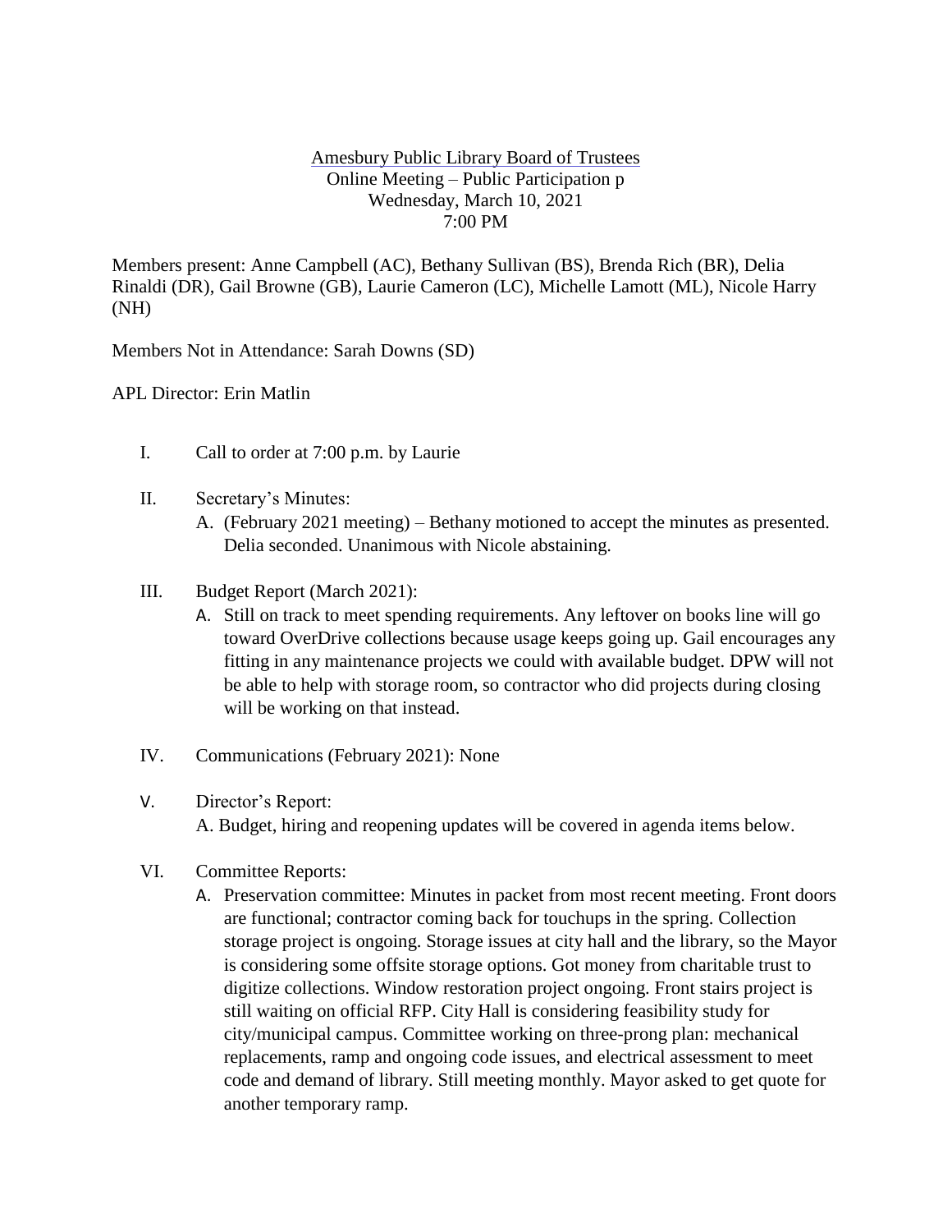Amesbury Public Library Board of Trustees
Online Meeting – Public Participation p
Wednesday, March 10, 2021
7:00 PM

Members present: Anne Campbell (AC), Bethany Sullivan (BS), Brenda Rich (BR), Delia Rinaldi (DR), Gail Browne (GB), Laurie Cameron (LC), Michelle Lamott (ML), Nicole Harry (NH)

Members Not in Attendance: Sarah Downs (SD)

APL Director: Erin Matlin

I. Call to order at 7:00 p.m. by Laurie

II. Secretary's Minutes:
   A. (February 2021 meeting) – Bethany motioned to accept the minutes as presented. Delia seconded. Unanimous with Nicole abstaining.

III. Budget Report (March 2021):
   A. Still on track to meet spending requirements. Any leftover on books line will go toward OverDrive collections because usage keeps going up. Gail encourages any fitting in any maintenance projects we could with available budget. DPW will not be able to help with storage room, so contractor who did projects during closing will be working on that instead.

IV. Communications (February 2021): None

V. Director's Report:
   A. Budget, hiring and reopening updates will be covered in agenda items below.

VI. Committee Reports:
   A. Preservation committee: Minutes in packet from most recent meeting. Front doors are functional; contractor coming back for touchups in the spring. Collection storage project is ongoing. Storage issues at city hall and the library, so the Mayor is considering some offsite storage options. Got money from charitable trust to digitize collections. Window restoration project ongoing. Front stairs project is still waiting on official RFP. City Hall is considering feasibility study for city/municipal campus. Committee working on three-prong plan: mechanical replacements, ramp and ongoing code issues, and electrical assessment to meet code and demand of library. Still meeting monthly. Mayor asked to get quote for another temporary ramp.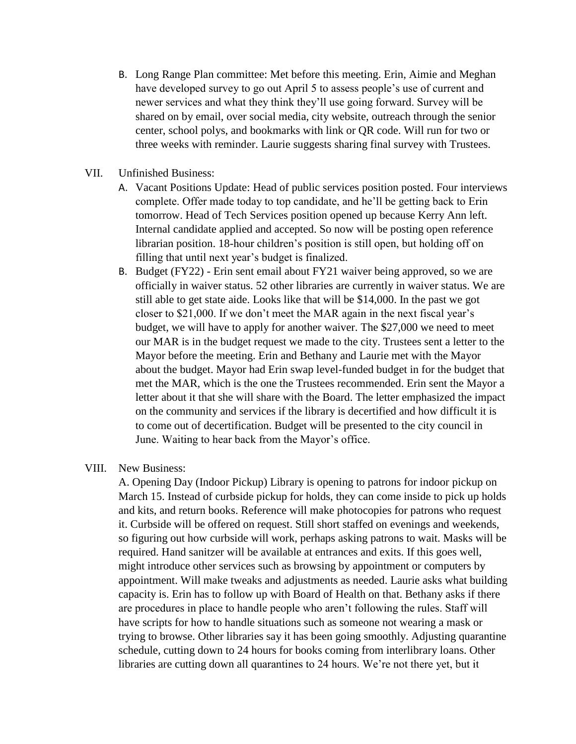B. Long Range Plan committee: Met before this meeting. Erin, Aimie and Meghan have developed survey to go out April 5 to assess people's use of current and newer services and what they think they'll use going forward. Survey will be shared on by email, over social media, city website, outreach through the senior center, school polys, and bookmarks with link or QR code. Will run for two or three weeks with reminder. Laurie suggests sharing final survey with Trustees.

VII. Unfinished Business:

A. Vacant Positions Update: Head of public services position posted. Four interviews complete. Offer made today to top candidate, and he'll be getting back to Erin tomorrow. Head of Tech Services position opened up because Kerry Ann left. Internal candidate applied and accepted. So now will be posting open reference librarian position. 18-hour children's position is still open, but holding off on filling that until next year's budget is finalized.

B. Budget (FY22) - Erin sent email about FY21 waiver being approved, so we are officially in waiver status. 52 other libraries are currently in waiver status. We are still able to get state aide. Looks like that will be $14,000. In the past we got closer to $21,000. If we don't meet the MAR again in the next fiscal year's budget, we will have to apply for another waiver. The $27,000 we need to meet our MAR is in the budget request we made to the city. Trustees sent a letter to the Mayor before the meeting. Erin and Bethany and Laurie met with the Mayor about the budget. Mayor had Erin swap level-funded budget in for the budget that met the MAR, which is the one the Trustees recommended. Erin sent the Mayor a letter about it that she will share with the Board. The letter emphasized the impact on the community and services if the library is decertified and how difficult it is to come out of decertification. Budget will be presented to the city council in June. Waiting to hear back from the Mayor's office.

VIII. New Business:

A. Opening Day (Indoor Pickup) Library is opening to patrons for indoor pickup on March 15. Instead of curbside pickup for holds, they can come inside to pick up holds and kits, and return books. Reference will make photocopies for patrons who request it. Curbside will be offered on request. Still short staffed on evenings and weekends, so figuring out how curbside will work, perhaps asking patrons to wait. Masks will be required. Hand sanitzer will be available at entrances and exits. If this goes well, might introduce other services such as browsing by appointment or computers by appointment. Will make tweaks and adjustments as needed. Laurie asks what building capacity is. Erin has to follow up with Board of Health on that. Bethany asks if there are procedures in place to handle people who aren't following the rules. Staff will have scripts for how to handle situations such as someone not wearing a mask or trying to browse. Other libraries say it has been going smoothly. Adjusting quarantine schedule, cutting down to 24 hours for books coming from interlibrary loans. Other libraries are cutting down all quarantines to 24 hours. We're not there yet, but it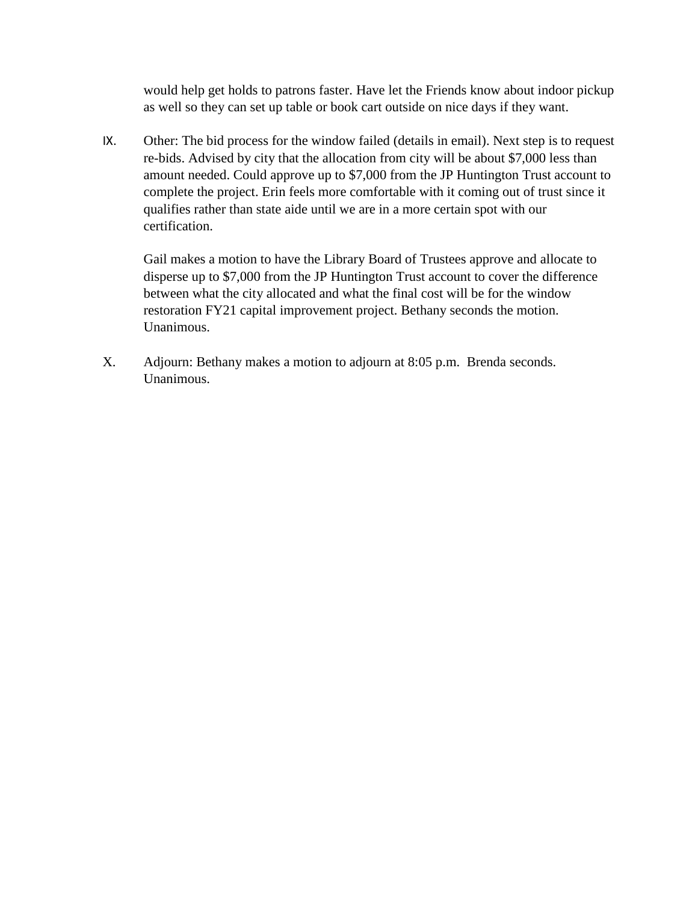would help get holds to patrons faster. Have let the Friends know about indoor pickup as well so they can set up table or book cart outside on nice days if they want.

IX. Other: The bid process for the window failed (details in email). Next step is to request re-bids. Advised by city that the allocation from city will be about $7,000 less than amount needed. Could approve up to $7,000 from the JP Huntington Trust account to complete the project. Erin feels more comfortable with it coming out of trust since it qualifies rather than state aide until we are in a more certain spot with our certification.

Gail makes a motion to have the Library Board of Trustees approve and allocate to disperse up to $7,000 from the JP Huntington Trust account to cover the difference between what the city allocated and what the final cost will be for the window restoration FY21 capital improvement project. Bethany seconds the motion. Unanimous.

X. Adjourn: Bethany makes a motion to adjourn at 8:05 p.m. Brenda seconds. Unanimous.